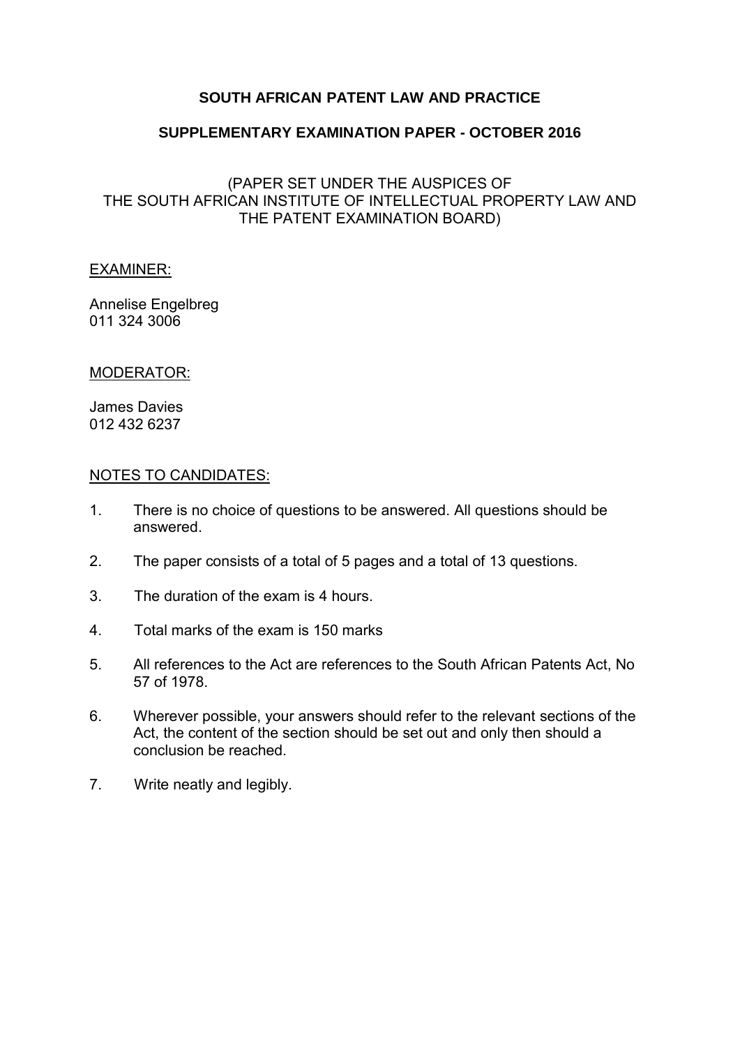# SOUTH AFRICAN PATENT LAW AND PRACTICE

## SUPPLEMENTARY EXAMINATION PAPER - OCTOBER 2016

(PAPER SET UNDER THE AUSPICES OF
THE SOUTH AFRICAN INSTITUTE OF INTELLECTUAL PROPERTY LAW AND
THE PATENT EXAMINATION BOARD)

EXAMINER:

Annelise Engelbreg
011 324 3006

MODERATOR:

James Davies
012 432 6237

NOTES TO CANDIDATES:

1. There is no choice of questions to be answered. All questions should be answered.
2. The paper consists of a total of 5 pages and a total of 13 questions.
3. The duration of the exam is 4 hours.
4. Total marks of the exam is 150 marks
5. All references to the Act are references to the South African Patents Act, No 57 of 1978.
6. Wherever possible, your answers should refer to the relevant sections of the Act, the content of the section should be set out and only then should a conclusion be reached.
7. Write neatly and legibly.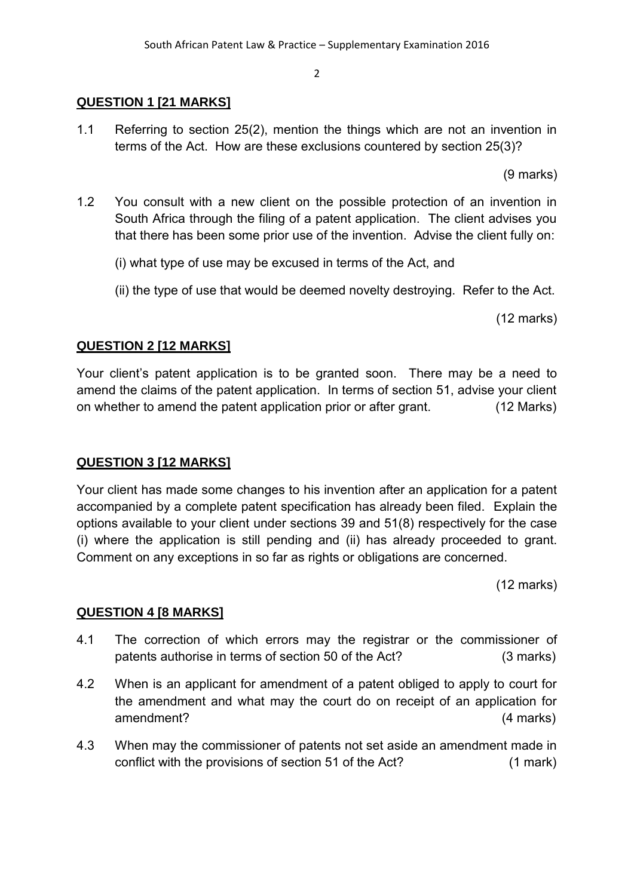## QUESTION 1 [21 MARKS]

1.1 Referring to section 25(2), mention the things which are not an invention in terms of the Act. How are these exclusions countered by section 25(3)?

(9 marks)

1.2 You consult with a new client on the possible protection of an invention in South Africa through the filing of a patent application. The client advises you that there has been some prior use of the invention. Advise the client fully on:

(i) what type of use may be excused in terms of the Act, and

(ii) the type of use that would be deemed novelty destroying. Refer to the Act.

(12 marks)

## QUESTION 2 [12 MARKS]

Your client's patent application is to be granted soon. There may be a need to amend the claims of the patent application. In terms of section 51, advise your client on whether to amend the patent application prior or after grant. (12 Marks)

## QUESTION 3 [12 MARKS]

Your client has made some changes to his invention after an application for a patent accompanied by a complete patent specification has already been filed. Explain the options available to your client under sections 39 and 51(8) respectively for the case (i) where the application is still pending and (ii) has already proceeded to grant. Comment on any exceptions in so far as rights or obligations are concerned.

(12 marks)

## QUESTION 4 [8 MARKS]

4.1 The correction of which errors may the registrar or the commissioner of patents authorise in terms of section 50 of the Act? (3 marks)

4.2 When is an applicant for amendment of a patent obliged to apply to court for the amendment and what may the court do on receipt of an application for amendment? (4 marks)

4.3 When may the commissioner of patents not set aside an amendment made in conflict with the provisions of section 51 of the Act? (1 mark)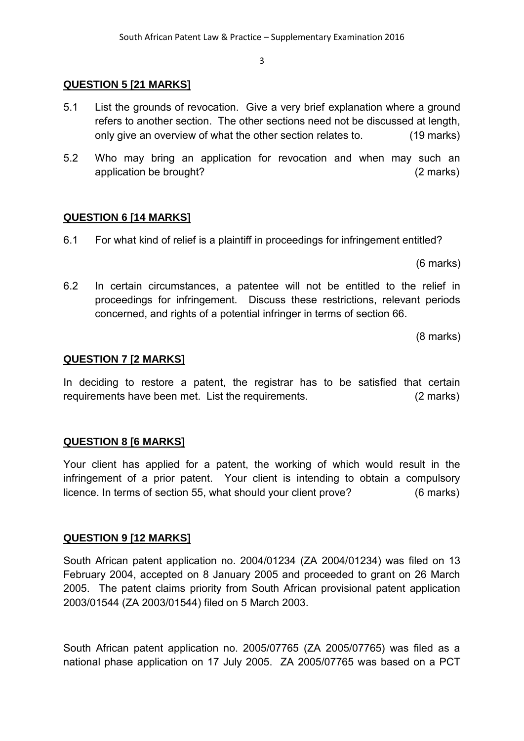## QUESTION 5 [21 MARKS]

5.1 List the grounds of revocation. Give a very brief explanation where a ground refers to another section. The other sections need not be discussed at length, only give an overview of what the other section relates to. (19 marks)

5.2 Who may bring an application for revocation and when may such an application be brought? (2 marks)

## QUESTION 6 [14 MARKS]

6.1 For what kind of relief is a plaintiff in proceedings for infringement entitled?

(6 marks)

6.2 In certain circumstances, a patentee will not be entitled to the relief in proceedings for infringement. Discuss these restrictions, relevant periods concerned, and rights of a potential infringer in terms of section 66.

(8 marks)

## QUESTION 7 [2 MARKS]

In deciding to restore a patent, the registrar has to be satisfied that certain requirements have been met. List the requirements. (2 marks)

## QUESTION 8 [6 MARKS]

Your client has applied for a patent, the working of which would result in the infringement of a prior patent. Your client is intending to obtain a compulsory licence. In terms of section 55, what should your client prove? (6 marks)

## QUESTION 9 [12 MARKS]

South African patent application no. 2004/01234 (ZA 2004/01234) was filed on 13 February 2004, accepted on 8 January 2005 and proceeded to grant on 26 March 2005. The patent claims priority from South African provisional patent application 2003/01544 (ZA 2003/01544) filed on 5 March 2003.

South African patent application no. 2005/07765 (ZA 2005/07765) was filed as a national phase application on 17 July 2005. ZA 2005/07765 was based on a PCT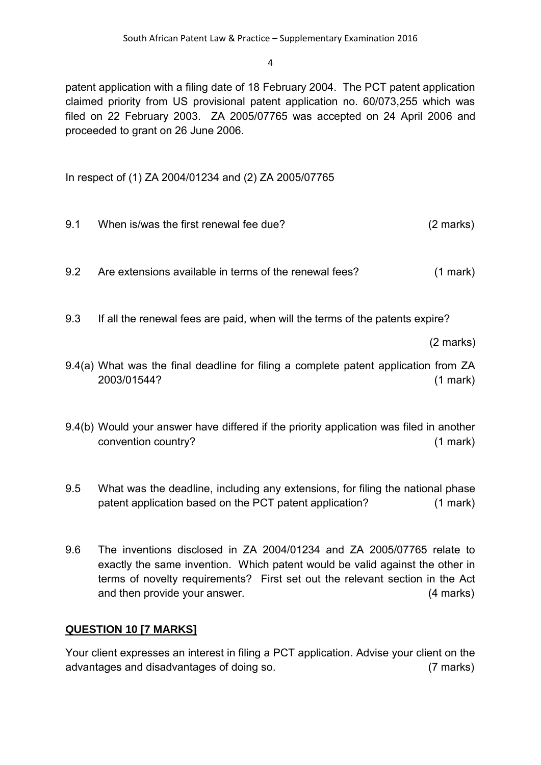patent application with a filing date of 18 February 2004. The PCT patent application claimed priority from US provisional patent application no. 60/073,255 which was filed on 22 February 2003. ZA 2005/07765 was accepted on 24 April 2006 and proceeded to grant on 26 June 2006.

In respect of (1) ZA 2004/01234 and (2) ZA 2005/07765

9.1 When is/was the first renewal fee due? (2 marks)

9.2 Are extensions available in terms of the renewal fees? (1 mark)

9.3 If all the renewal fees are paid, when will the terms of the patents expire? (2 marks)

9.4(a) What was the final deadline for filing a complete patent application from ZA 2003/01544? (1 mark)

9.4(b) Would your answer have differed if the priority application was filed in another convention country? (1 mark)

9.5 What was the deadline, including any extensions, for filing the national phase patent application based on the PCT patent application? (1 mark)

9.6 The inventions disclosed in ZA 2004/01234 and ZA 2005/07765 relate to exactly the same invention. Which patent would be valid against the other in terms of novelty requirements? First set out the relevant section in the Act and then provide your answer. (4 marks)

## QUESTION 10 [7 MARKS]

Your client expresses an interest in filing a PCT application. Advise your client on the advantages and disadvantages of doing so. (7 marks)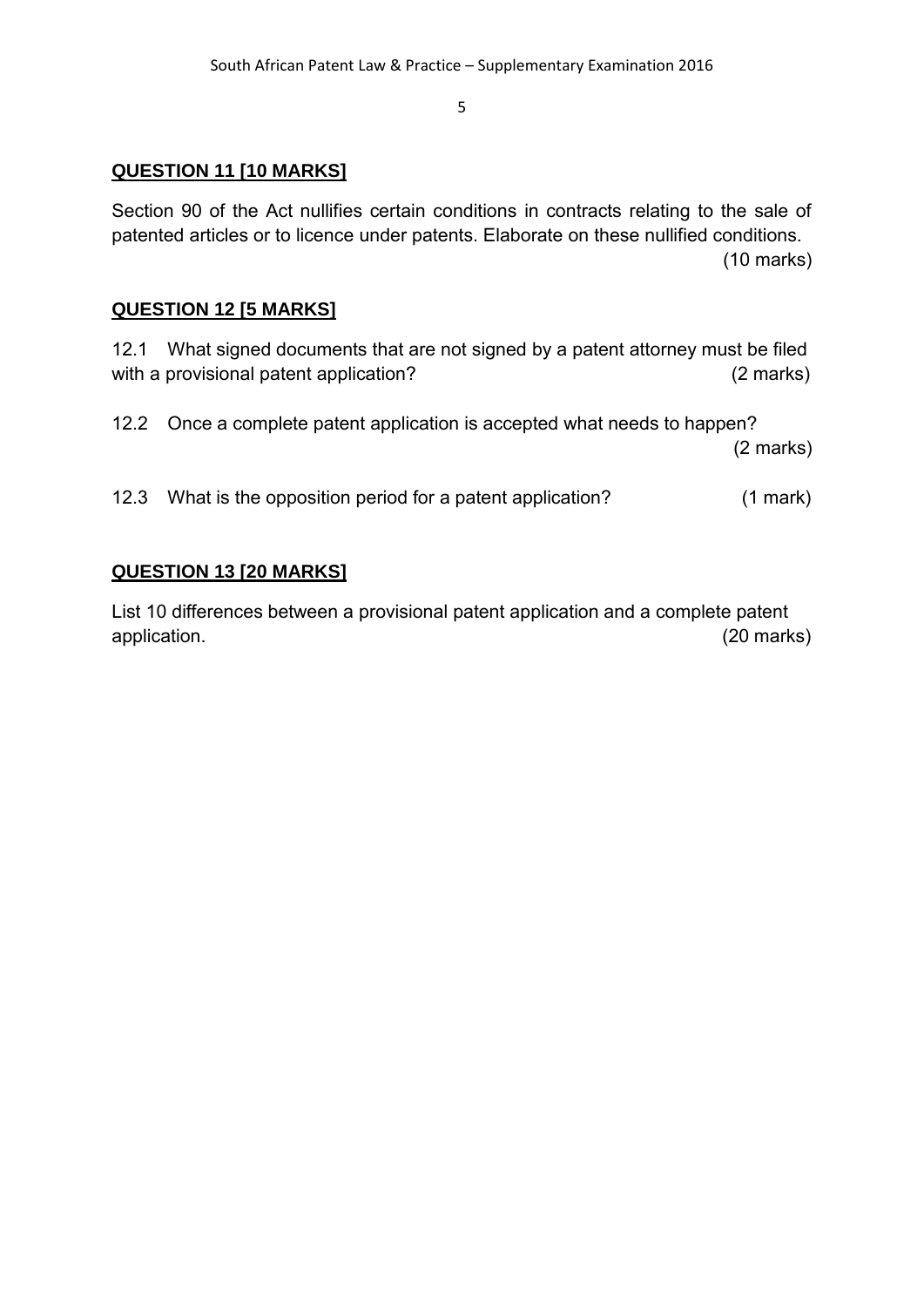## QUESTION 11 [10 MARKS]

Section 90 of the Act nullifies certain conditions in contracts relating to the sale of patented articles or to licence under patents. Elaborate on these nullified conditions. (10 marks)

## QUESTION 12 [5 MARKS]

12.1 What signed documents that are not signed by a patent attorney must be filed with a provisional patent application? (2 marks)

12.2 Once a complete patent application is accepted what needs to happen? (2 marks)

12.3 What is the opposition period for a patent application? (1 mark)

## QUESTION 13 [20 MARKS]

List 10 differences between a provisional patent application and a complete patent application. (20 marks)